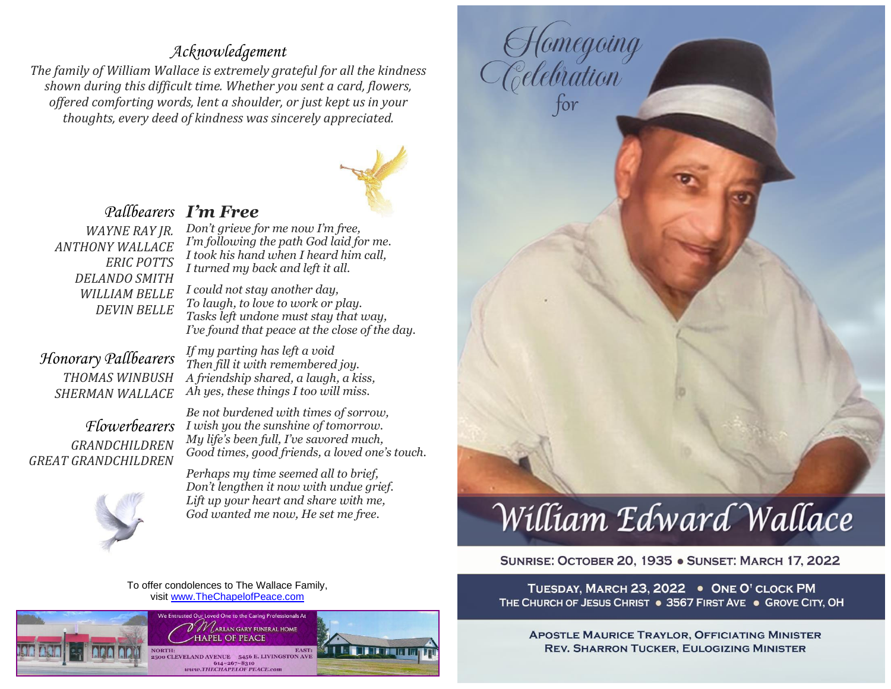## Acknowledgement

*The family of William Wallace is extremely grateful for all the kindness shown during this difficult time. Whether you sent a card, flowers, offered comforting words, lent a shoulder, or just kept us in your thoughts, every deed of kindness was sincerely appreciated.*

### Pallbearers

WAYNE RAY JR.
ANTHONY WALLACE
ERIC POTTS
DELANDO SMITH
WILLIAM BELLE
DEVIN BELLE

### Honorary Pallbearers

THOMAS WINBUSH
SHERMAN WALLACE

### Flowerbearers

GRANDCHILDREN
GREAT GRANDCHILDREN

### I'm Free

*Don't grieve for me now I'm free,*
*I'm following the path God laid for me.*
*I took his hand when I heard him call,*
*I turned my back and left it all.*

*I could not stay another day,*
*To laugh, to love to work or play.*
*Tasks left undone must stay that way,*
*I've found that peace at the close of the day.*

*If my parting has left a void*
*Then fill it with remembered joy.*
*A friendship shared, a laugh, a kiss,*
*Ah yes, these things I too will miss.*

*Be not burdened with times of sorrow,*
*I wish you the sunshine of tomorrow.*
*My life's been full, I've savored much,*
*Good times, good friends, a loved one's touch.*

*Perhaps my time seemed all to brief,*
*Don't lengthen it now with undue grief.*
*Lift up your heart and share with me,*
*God wanted me now, He set me free.*

To offer condolences to The Wallace Family, visit www.TheChapelofPeace.com

We Entrusted Our Loved One to the Caring Professionals At
Marlan Gary Funeral Home
Chapel of Peace
NORTH: 2500 CLEVELAND AVENUE
EAST: 5456 E. LIVINGSTON AVE
614-267-8310
www.THECHAPELOFPEACE.com

# Homegoing Celebration for

# William Edward Wallace

**SUNRISE: OCTOBER 20, 1935 • SUNSET: MARCH 17, 2022**

**TUESDAY, MARCH 23, 2022 • ONE O' CLOCK PM**
THE CHURCH OF JESUS CHRIST • 3567 FIRST AVE • GROVE CITY, OH

APOSTLE MAURICE TRAYLOR, OFFICIATING MINISTER
REV. SHARRON TUCKER, EULOGIZING MINISTER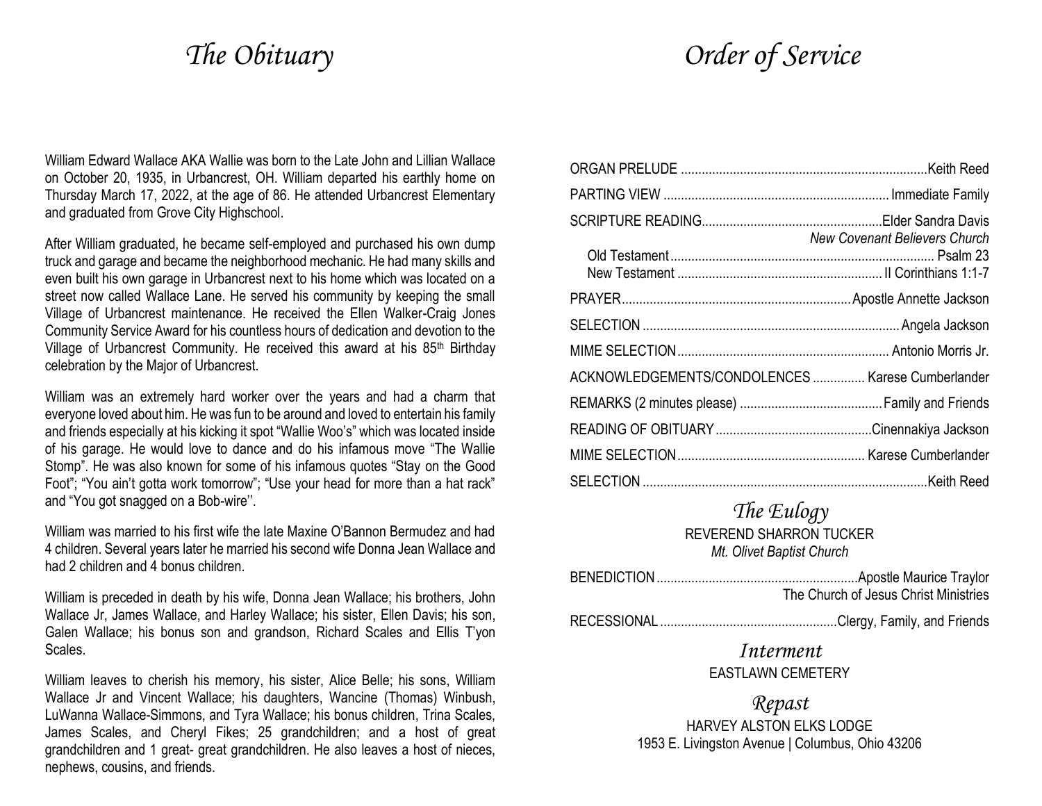# The Obituary

William Edward Wallace AKA Wallie was born to the Late John and Lillian Wallace on October 20, 1935, in Urbancrest, OH. William departed his earthly home on Thursday March 17, 2022, at the age of 86. He attended Urbancrest Elementary and graduated from Grove City Highschool.

After William graduated, he became self-employed and purchased his own dump truck and garage and became the neighborhood mechanic. He had many skills and even built his own garage in Urbancrest next to his home which was located on a street now called Wallace Lane. He served his community by keeping the small Village of Urbancrest maintenance. He received the Ellen Walker-Craig Jones Community Service Award for his countless hours of dedication and devotion to the Village of Urbancrest Community. He received this award at his 85th Birthday celebration by the Major of Urbancrest.

William was an extremely hard worker over the years and had a charm that everyone loved about him. He was fun to be around and loved to entertain his family and friends especially at his kicking it spot "Wallie Woo's" which was located inside of his garage. He would love to dance and do his infamous move "The Wallie Stomp". He was also known for some of his infamous quotes "Stay on the Good Foot"; "You ain't gotta work tomorrow"; "Use your head for more than a hat rack" and "You got snagged on a Bob-wire''.

William was married to his first wife the late Maxine O'Bannon Bermudez and had 4 children. Several years later he married his second wife Donna Jean Wallace and had 2 children and 4 bonus children.

William is preceded in death by his wife, Donna Jean Wallace; his brothers, John Wallace Jr, James Wallace, and Harley Wallace; his sister, Ellen Davis; his son, Galen Wallace; his bonus son and grandson, Richard Scales and Ellis T'yon Scales.

William leaves to cherish his memory, his sister, Alice Belle; his sons, William Wallace Jr and Vincent Wallace; his daughters, Wancine (Thomas) Winbush, LuWanna Wallace-Simmons, and Tyra Wallace; his bonus children, Trina Scales, James Scales, and Cheryl Fikes; 25 grandchildren; and a host of great grandchildren and 1 great- great grandchildren. He also leaves a host of nieces, nephews, cousins, and friends.

# Order of Service

ORGAN PRELUDE ........ Keith Reed

PARTING VIEW ........ Immediate Family

SCRIPTURE READING ........ Elder Sandra Davis
*New Covenant Believers Church*
Old Testament ........ Psalm 23
New Testament ........ II Corinthians 1:1-7

PRAYER ........ Apostle Annette Jackson

SELECTION ........ Angela Jackson

MIME SELECTION ........ Antonio Morris Jr.

ACKNOWLEDGEMENTS/CONDOLENCES ........ Karese Cumberlander

REMARKS (2 minutes please) ........ Family and Friends

READING OF OBITUARY ........ Cinennakiya Jackson

MIME SELECTION ........ Karese Cumberlander

SELECTION ........ Keith Reed

## The Eulogy

REVEREND SHARRON TUCKER
*Mt. Olivet Baptist Church*

BENEDICTION ........ Apostle Maurice Traylor
The Church of Jesus Christ Ministries

RECESSIONAL ........ Clergy, Family, and Friends

## Interment

EASTLAWN CEMETERY

## Repast

HARVEY ALSTON ELKS LODGE
1953 E. Livingston Avenue | Columbus, Ohio 43206